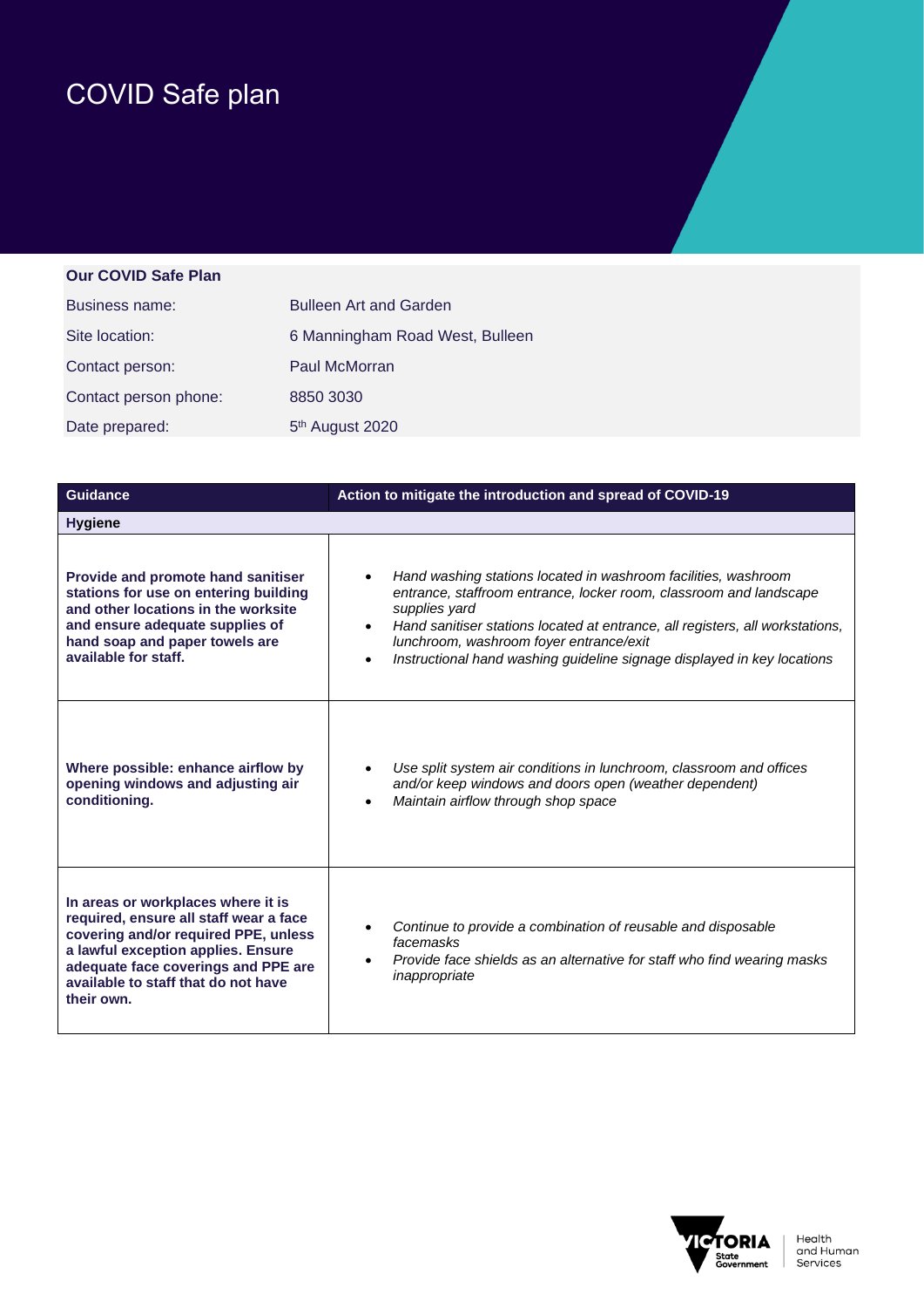# COVID Safe plan

| Our COVID Safe Plan | |
|---|---|
| Business name: | Bulleen Art and Garden |
| Site location: | 6 Manningham Road West, Bulleen |
| Contact person: | Paul McMorran |
| Contact person phone: | 8850 3030 |
| Date prepared: | 5th August 2020 |

| Guidance | Action to mitigate the introduction and spread of COVID-19 |
|---|---|
| **Hygiene** | |
| **Provide and promote hand sanitiser stations for use on entering building and other locations in the worksite and ensure adequate supplies of hand soap and paper towels are available for staff.** | • *Hand washing stations located in washroom facilities, washroom entrance, staffroom entrance, locker room, classroom and landscape supplies yard*<br>• *Hand sanitiser stations located at entrance, all registers, all workstations, lunchroom, washroom foyer entrance/exit*<br>• *Instructional hand washing guideline signage displayed in key locations* |
| **Where possible: enhance airflow by opening windows and adjusting air conditioning.** | • *Use split system air conditions in lunchroom, classroom and offices and/or keep windows and doors open (weather dependent)*<br>• *Maintain airflow through shop space* |
| **In areas or workplaces where it is required, ensure all staff wear a face covering and/or required PPE, unless a lawful exception applies. Ensure adequate face coverings and PPE are available to staff that do not have their own.** | • *Continue to provide a combination of reusable and disposable facemasks*<br>• *Provide face shields as an alternative for staff who find wearing masks inappropriate* |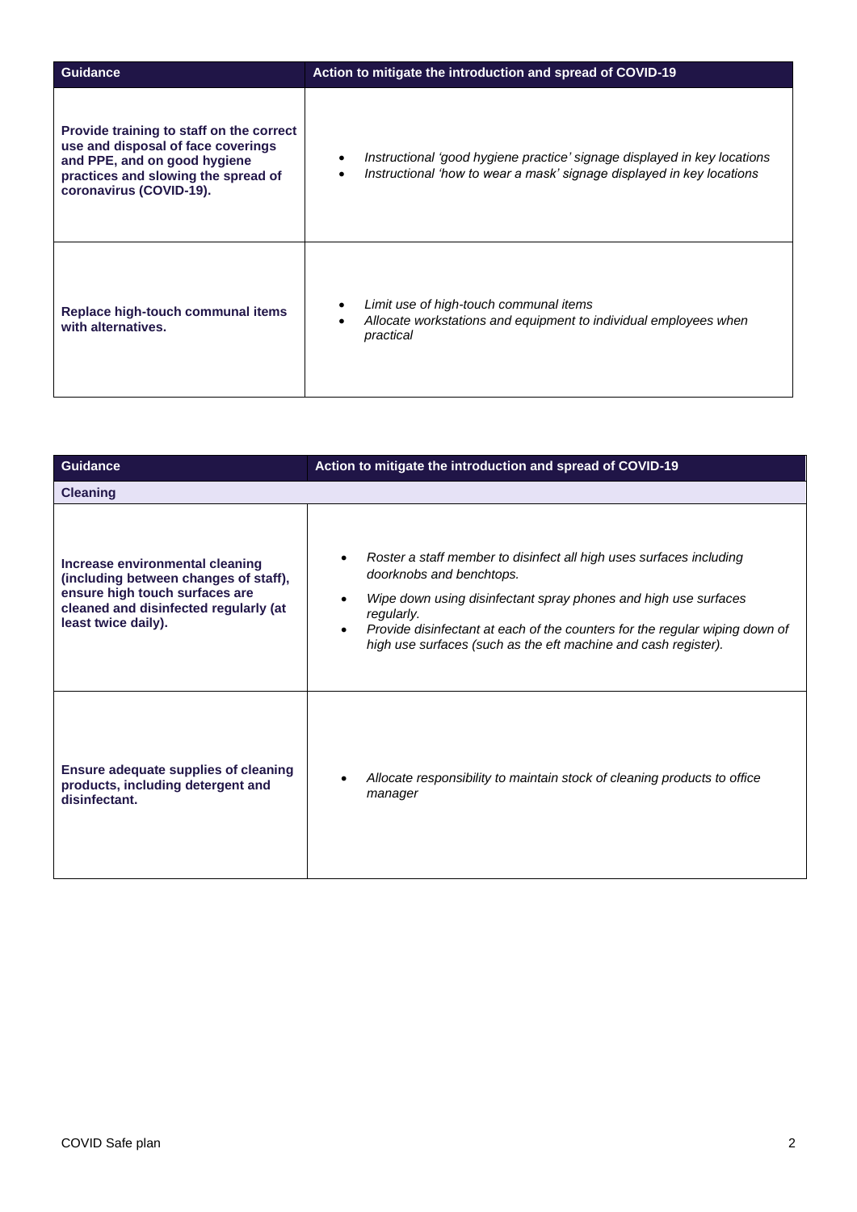| Guidance | Action to mitigate the introduction and spread of COVID-19 |
|---|---|
| **Provide training to staff on the correct use and disposal of face coverings and PPE, and on good hygiene practices and slowing the spread of coronavirus (COVID-19).** | • *Instructional 'good hygiene practice' signage displayed in key locations*<br>• *Instructional 'how to wear a mask' signage displayed in key locations* |
| **Replace high-touch communal items with alternatives.** | • *Limit use of high-touch communal items*<br>• *Allocate workstations and equipment to individual employees when practical* |

| Guidance | Action to mitigate the introduction and spread of COVID-19 |
|---|---|
| **Cleaning** | |
| **Increase environmental cleaning (including between changes of staff), ensure high touch surfaces are cleaned and disinfected regularly (at least twice daily).** | • *Roster a staff member to disinfect all high uses surfaces including doorknobs and benchtops.*<br>• *Wipe down using disinfectant spray phones and high use surfaces regularly.*<br>• *Provide disinfectant at each of the counters for the regular wiping down of high use surfaces (such as the eft machine and cash register).* |
| **Ensure adequate supplies of cleaning products, including detergent and disinfectant.** | • *Allocate responsibility to maintain stock of cleaning products to office manager* |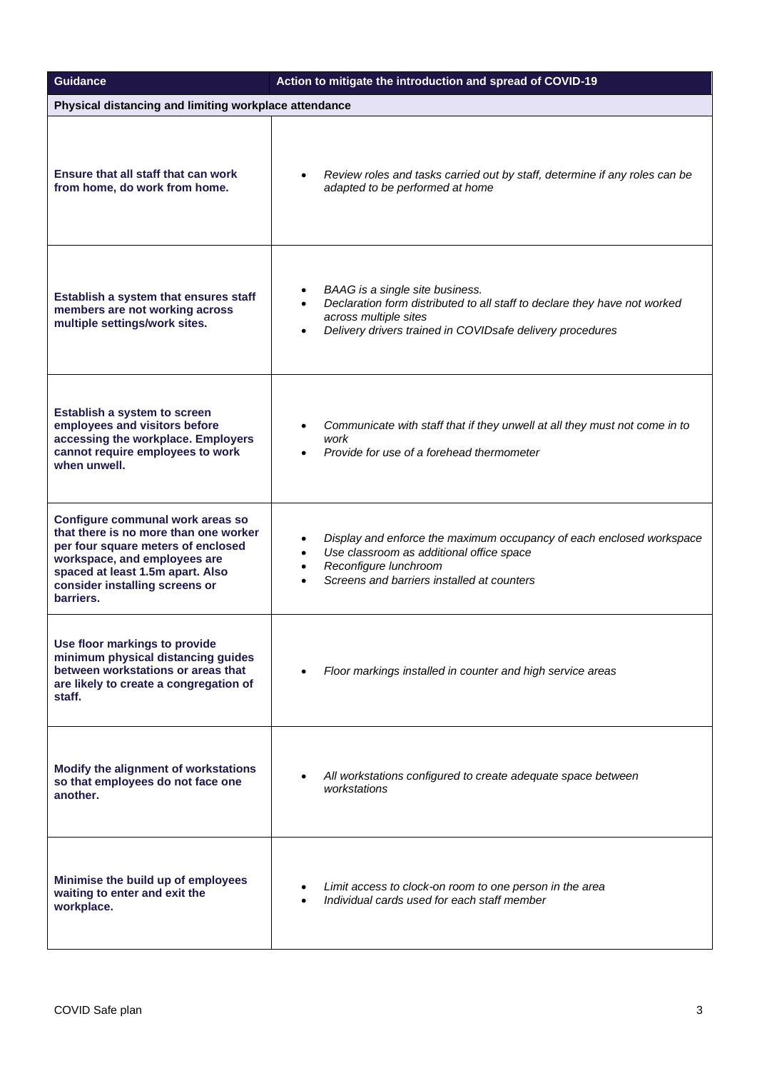| Guidance | Action to mitigate the introduction and spread of COVID-19 |
|---|---|
| **Physical distancing and limiting workplace attendance** | |
| **Ensure that all staff that can work from home, do work from home.** | • *Review roles and tasks carried out by staff, determine if any roles can be adapted to be performed at home* |
| **Establish a system that ensures staff members are not working across multiple settings/work sites.** | • *BAAG is a single site business.*<br>• *Declaration form distributed to all staff to declare they have not worked across multiple sites*<br>• *Delivery drivers trained in COVIDsafe delivery procedures* |
| **Establish a system to screen employees and visitors before accessing the workplace. Employers cannot require employees to work when unwell.** | • *Communicate with staff that if they unwell at all they must not come in to work*<br>• *Provide for use of a forehead thermometer* |
| **Configure communal work areas so that there is no more than one worker per four square meters of enclosed workspace, and employees are spaced at least 1.5m apart. Also consider installing screens or barriers.** | • *Display and enforce the maximum occupancy of each enclosed workspace*<br>• *Use classroom as additional office space*<br>• *Reconfigure lunchroom*<br>• *Screens and barriers installed at counters* |
| **Use floor markings to provide minimum physical distancing guides between workstations or areas that are likely to create a congregation of staff.** | • *Floor markings installed in counter and high service areas* |
| **Modify the alignment of workstations so that employees do not face one another.** | • *All workstations configured to create adequate space between workstations* |
| **Minimise the build up of employees waiting to enter and exit the workplace.** | • *Limit access to clock-on room to one person in the area*<br>• *Individual cards used for each staff member* |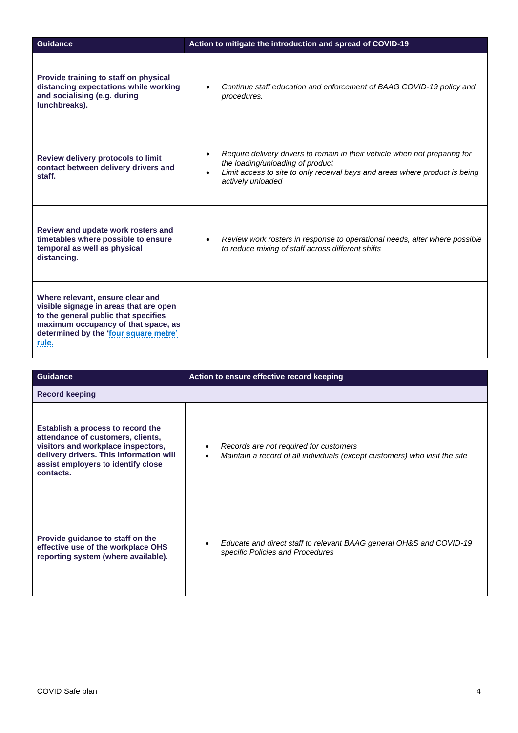| Guidance | Action to mitigate the introduction and spread of COVID-19 |
|---|---|
| **Provide training to staff on physical distancing expectations while working and socialising (e.g. during lunchbreaks).** | • *Continue staff education and enforcement of BAAG COVID-19 policy and procedures.* |
| **Review delivery protocols to limit contact between delivery drivers and staff.** | • *Require delivery drivers to remain in their vehicle when not preparing for the loading/unloading of product*<br>• *Limit access to site to only receival bays and areas where product is being actively unloaded* |
| **Review and update work rosters and timetables where possible to ensure temporal as well as physical distancing.** | • *Review work rosters in response to operational needs, alter where possible to reduce mixing of staff across different shifts* |
| **Where relevant, ensure clear and visible signage in areas that are open to the general public that specifies maximum occupancy of that space, as determined by the 'four square metre' rule.** | |

| Guidance | Action to ensure effective record keeping |
|---|---|
| **Record keeping** | |
| **Establish a process to record the attendance of customers, clients, visitors and workplace inspectors, delivery drivers. This information will assist employers to identify close contacts.** | • *Records are not required for customers*<br>• *Maintain a record of all individuals (except customers) who visit the site* |
| **Provide guidance to staff on the effective use of the workplace OHS reporting system (where available).** | • *Educate and direct staff to relevant BAAG general OH&S and COVID-19 specific Policies and Procedures* |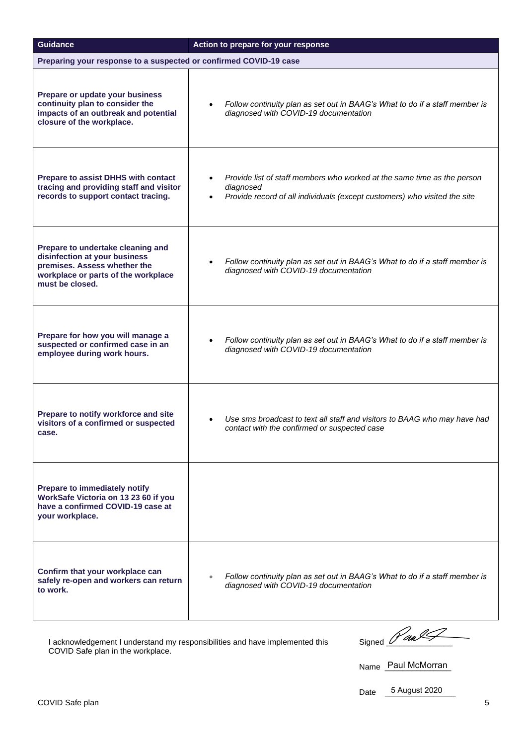| Guidance | Action to prepare for your response |
|---|---|
| **Preparing your response to a suspected or confirmed COVID-19 case** | |
| **Prepare or update your business continuity plan to consider the impacts of an outbreak and potential closure of the workplace.** | • *Follow continuity plan as set out in BAAG's What to do if a staff member is diagnosed with COVID-19 documentation* |
| **Prepare to assist DHHS with contact tracing and providing staff and visitor records to support contact tracing.** | • *Provide list of staff members who worked at the same time as the person diagnosed*<br>• *Provide record of all individuals (except customers) who visited the site* |
| **Prepare to undertake cleaning and disinfection at your business premises. Assess whether the workplace or parts of the workplace must be closed.** | • *Follow continuity plan as set out in BAAG's What to do if a staff member is diagnosed with COVID-19 documentation* |
| **Prepare for how you will manage a suspected or confirmed case in an employee during work hours.** | • *Follow continuity plan as set out in BAAG's What to do if a staff member is diagnosed with COVID-19 documentation* |
| **Prepare to notify workforce and site visitors of a confirmed or suspected case.** | • *Use sms broadcast to text all staff and visitors to BAAG who may have had contact with the confirmed or suspected case* |
| **Prepare to immediately notify WorkSafe Victoria on 13 23 60 if you have a confirmed COVID-19 case at your workplace.** | |
| **Confirm that your workplace can safely re-open and workers can return to work.** | • *Follow continuity plan as set out in BAAG's What to do if a staff member is diagnosed with COVID-19 documentation* |

I acknowledgement I understand my responsibilities and have implemented this COVID Safe plan in the workplace.

Signed [signature]

Name Paul McMorran

Date 5 August 2020